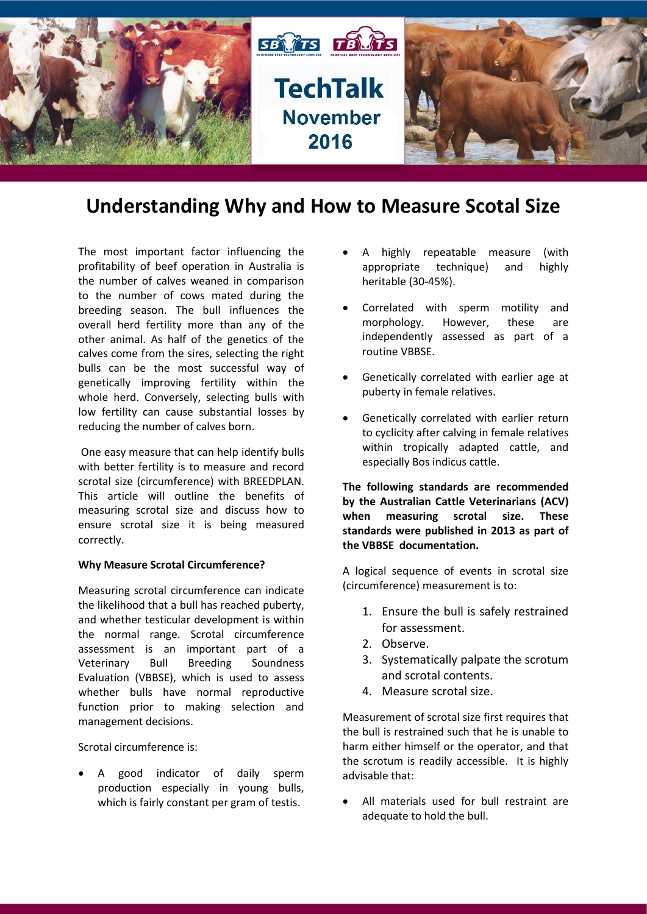TechTalk
November 2016

# Understanding Why and How to Measure Scotal Size

The most important factor influencing the profitability of beef operation in Australia is the number of calves weaned in comparison to the number of cows mated during the breeding season. The bull influences the overall herd fertility more than any of the other animal. As half of the genetics of the calves come from the sires, selecting the right bulls can be the most successful way of genetically improving fertility within the whole herd. Conversely, selecting bulls with low fertility can cause substantial losses by reducing the number of calves born.

One easy measure that can help identify bulls with better fertility is to measure and record scrotal size (circumference) with BREEDPLAN. This article will outline the benefits of measuring scrotal size and discuss how to ensure scrotal size it is being measured correctly.

**Why Measure Scrotal Circumference?**

Measuring scrotal circumference can indicate the likelihood that a bull has reached puberty, and whether testicular development is within the normal range. Scrotal circumference assessment is an important part of a Veterinary Bull Breeding Soundness Evaluation (VBBSE), which is used to assess whether bulls have normal reproductive function prior to making selection and management decisions.

Scrotal circumference is:

- A good indicator of daily sperm production especially in young bulls, which is fairly constant per gram of testis.
- A highly repeatable measure (with appropriate technique) and highly heritable (30-45%).
- Correlated with sperm motility and morphology. However, these are independently assessed as part of a routine VBBSE.
- Genetically correlated with earlier age at puberty in female relatives.
- Genetically correlated with earlier return to cyclicity after calving in female relatives within tropically adapted cattle, and especially Bos indicus cattle.

**The following standards are recommended by the Australian Cattle Veterinarians (ACV) when measuring scrotal size. These standards were published in 2013 as part of the VBBSE documentation.**

A logical sequence of events in scrotal size (circumference) measurement is to:

1. Ensure the bull is safely restrained for assessment.
2. Observe.
3. Systematically palpate the scrotum and scrotal contents.
4. Measure scrotal size.

Measurement of scrotal size first requires that the bull is restrained such that he is unable to harm either himself or the operator, and that the scrotum is readily accessible. It is highly advisable that:

- All materials used for bull restraint are adequate to hold the bull.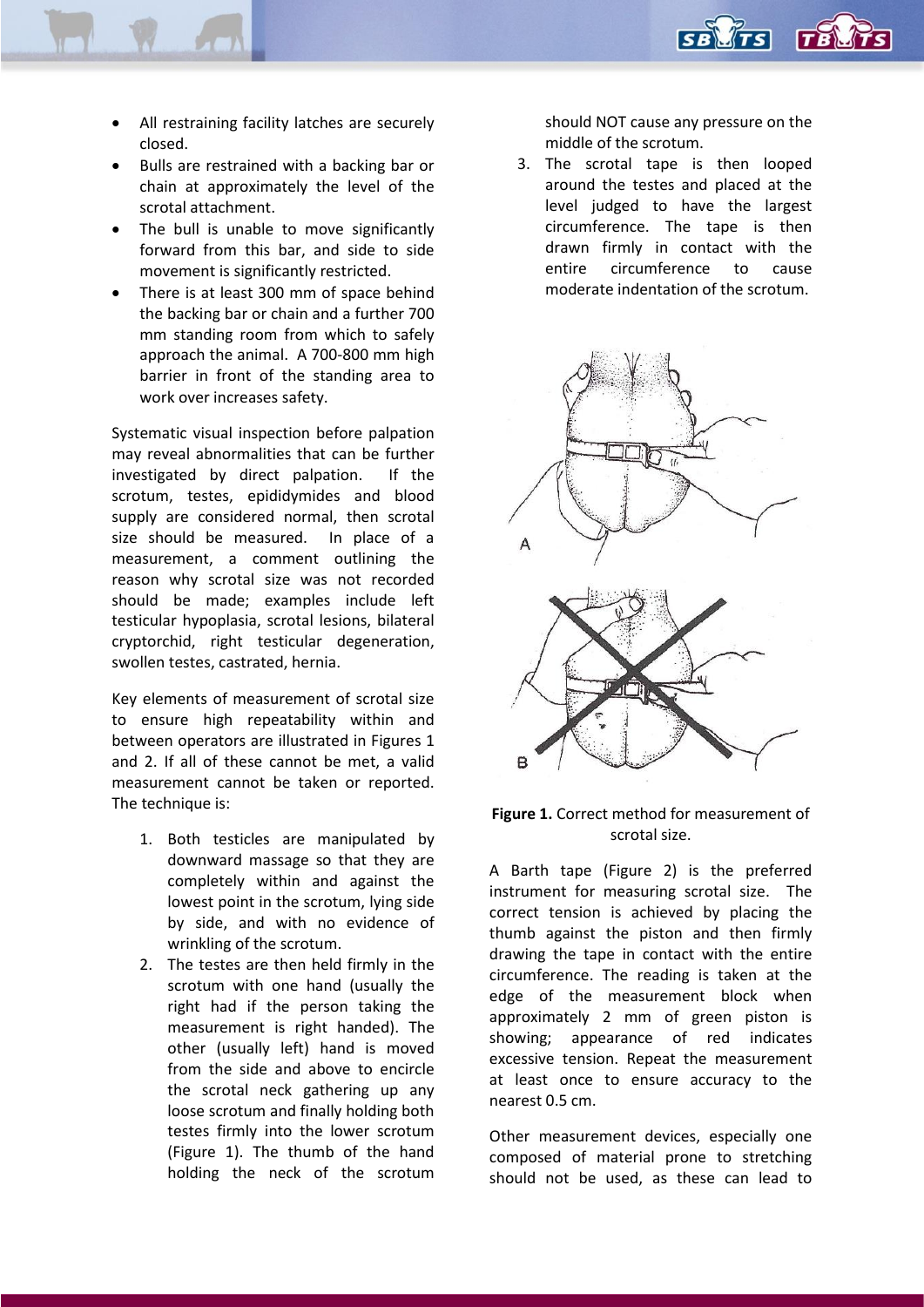- All restraining facility latches are securely closed.
- Bulls are restrained with a backing bar or chain at approximately the level of the scrotal attachment.
- The bull is unable to move significantly forward from this bar, and side to side movement is significantly restricted.
- There is at least 300 mm of space behind the backing bar or chain and a further 700 mm standing room from which to safely approach the animal. A 700-800 mm high barrier in front of the standing area to work over increases safety.

Systematic visual inspection before palpation may reveal abnormalities that can be further investigated by direct palpation. If the scrotum, testes, epididymides and blood supply are considered normal, then scrotal size should be measured. In place of a measurement, a comment outlining the reason why scrotal size was not recorded should be made; examples include left testicular hypoplasia, scrotal lesions, bilateral cryptorchid, right testicular degeneration, swollen testes, castrated, hernia.

Key elements of measurement of scrotal size to ensure high repeatability within and between operators are illustrated in Figures 1 and 2. If all of these cannot be met, a valid measurement cannot be taken or reported. The technique is:

1. Both testicles are manipulated by downward massage so that they are completely within and against the lowest point in the scrotum, lying side by side, and with no evidence of wrinkling of the scrotum.
2. The testes are then held firmly in the scrotum with one hand (usually the right had if the person taking the measurement is right handed). The other (usually left) hand is moved from the side and above to encircle the scrotal neck gathering up any loose scrotum and finally holding both testes firmly into the lower scrotum (Figure 1). The thumb of the hand holding the neck of the scrotum should NOT cause any pressure on the middle of the scrotum.
3. The scrotal tape is then looped around the testes and placed at the level judged to have the largest circumference. The tape is then drawn firmly in contact with the entire circumference to cause moderate indentation of the scrotum.

**Figure 1.** Correct method for measurement of scrotal size.

A Barth tape (Figure 2) is the preferred instrument for measuring scrotal size. The correct tension is achieved by placing the thumb against the piston and then firmly drawing the tape in contact with the entire circumference. The reading is taken at the edge of the measurement block when approximately 2 mm of green piston is showing; appearance of red indicates excessive tension. Repeat the measurement at least once to ensure accuracy to the nearest 0.5 cm.

Other measurement devices, especially one composed of material prone to stretching should not be used, as these can lead to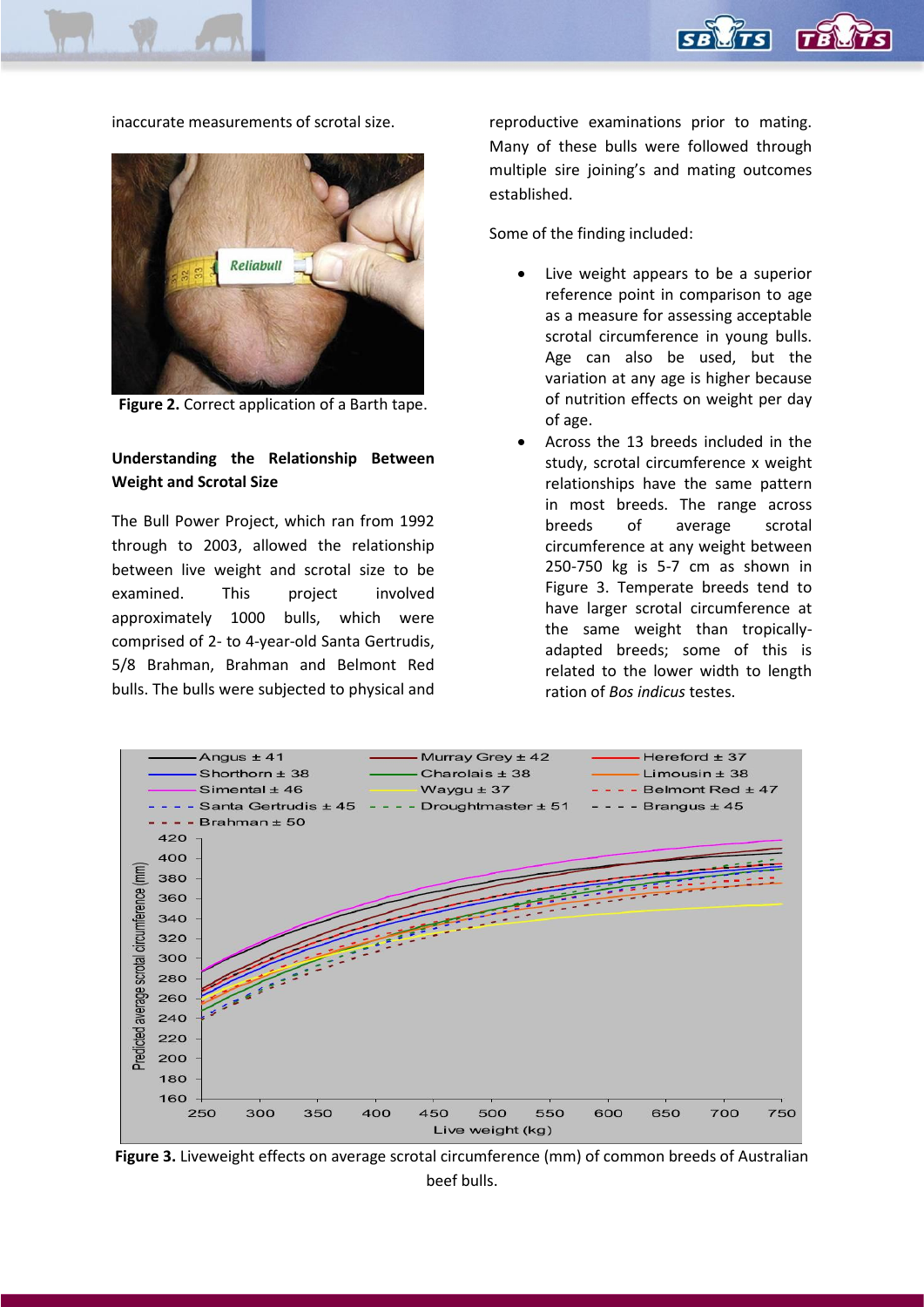inaccurate measurements of scrotal size.

**Figure 2.** Correct application of a Barth tape.

**Understanding the Relationship Between Weight and Scrotal Size**

The Bull Power Project, which ran from 1992 through to 2003, allowed the relationship between live weight and scrotal size to be examined. This project involved approximately 1000 bulls, which were comprised of 2- to 4-year-old Santa Gertrudis, 5/8 Brahman, Brahman and Belmont Red bulls. The bulls were subjected to physical and reproductive examinations prior to mating. Many of these bulls were followed through multiple sire joining's and mating outcomes established.

Some of the finding included:

- Live weight appears to be a superior reference point in comparison to age as a measure for assessing acceptable scrotal circumference in young bulls. Age can also be used, but the variation at any age is higher because of nutrition effects on weight per day of age.
- Across the 13 breeds included in the study, scrotal circumference x weight relationships have the same pattern in most breeds. The range across breeds of average scrotal circumference at any weight between 250-750 kg is 5-7 cm as shown in Figure 3. Temperate breeds tend to have larger scrotal circumference at the same weight than tropically-adapted breeds; some of this is related to the lower width to length ration of *Bos indicus* testes.

**Figure 3.** Liveweight effects on average scrotal circumference (mm) of common breeds of Australian beef bulls.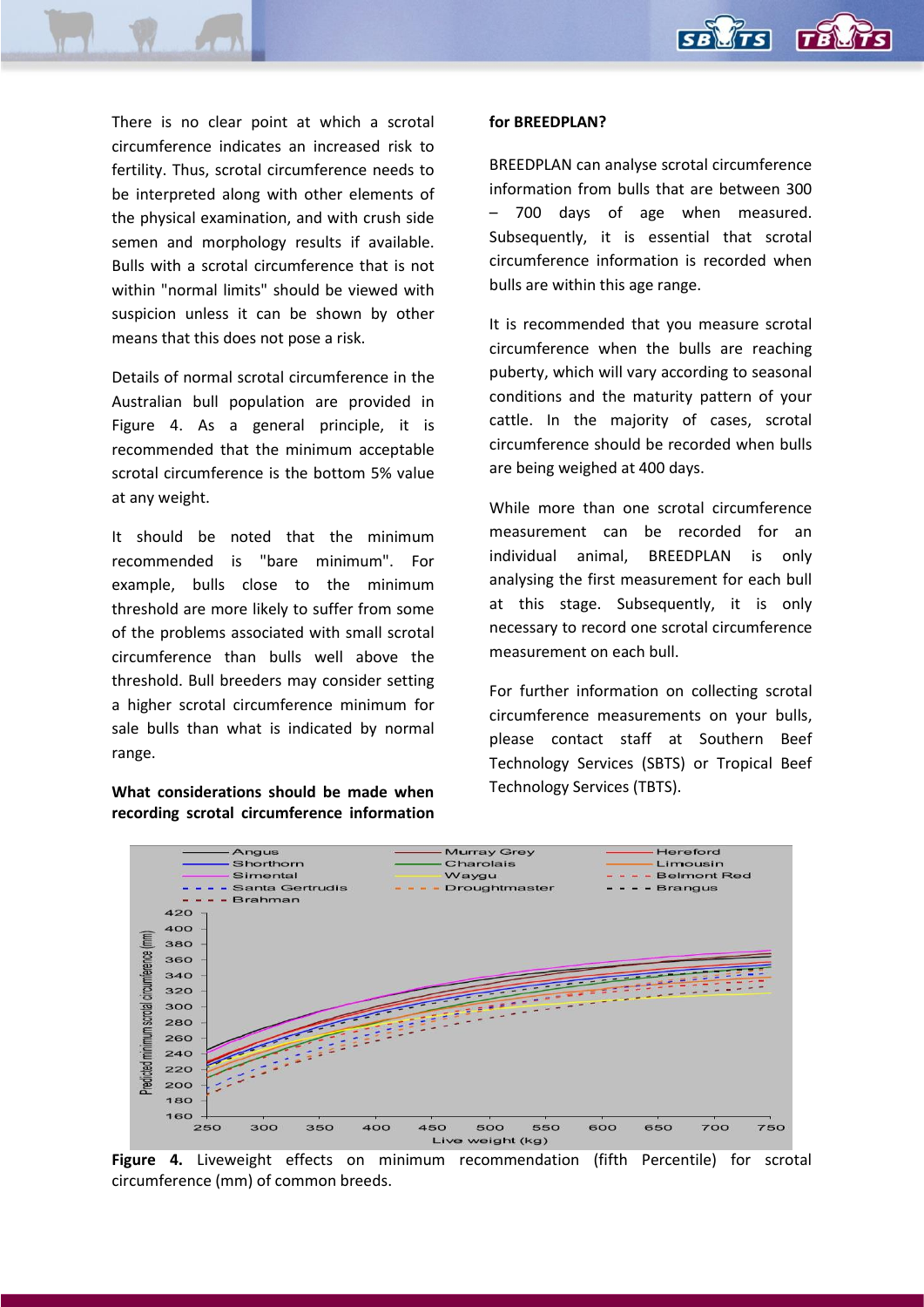There is no clear point at which a scrotal circumference indicates an increased risk to fertility. Thus, scrotal circumference needs to be interpreted along with other elements of the physical examination, and with crush side semen and morphology results if available. Bulls with a scrotal circumference that is not within "normal limits" should be viewed with suspicion unless it can be shown by other means that this does not pose a risk.

Details of normal scrotal circumference in the Australian bull population are provided in Figure 4. As a general principle, it is recommended that the minimum acceptable scrotal circumference is the bottom 5% value at any weight.

It should be noted that the minimum recommended is "bare minimum". For example, bulls close to the minimum threshold are more likely to suffer from some of the problems associated with small scrotal circumference than bulls well above the threshold. Bull breeders may consider setting a higher scrotal circumference minimum for sale bulls than what is indicated by normal range.

**What considerations should be made when recording scrotal circumference information for BREEDPLAN?**

BREEDPLAN can analyse scrotal circumference information from bulls that are between 300 – 700 days of age when measured. Subsequently, it is essential that scrotal circumference information is recorded when bulls are within this age range.

It is recommended that you measure scrotal circumference when the bulls are reaching puberty, which will vary according to seasonal conditions and the maturity pattern of your cattle. In the majority of cases, scrotal circumference should be recorded when bulls are being weighed at 400 days.

While more than one scrotal circumference measurement can be recorded for an individual animal, BREEDPLAN is only analysing the first measurement for each bull at this stage. Subsequently, it is only necessary to record one scrotal circumference measurement on each bull.

For further information on collecting scrotal circumference measurements on your bulls, please contact staff at Southern Beef Technology Services (SBTS) or Tropical Beef Technology Services (TBTS).

Angus
Murray Grey
Hereford
Shorthorn
Charolais
Limousin
Simental
Waygu
Belmont Red
Santa Gertrudis
Droughtmaster
Brangus
Brahman

Predicted minimum scrotal circumference (mm)
420
400
380
360
340
320
300
280
260
240
220
200
180
160

250 300 350 400 450 500 550 600 650 700 750
Live weight (kg)

**Figure 4.** Liveweight effects on minimum recommendation (fifth Percentile) for scrotal circumference (mm) of common breeds.